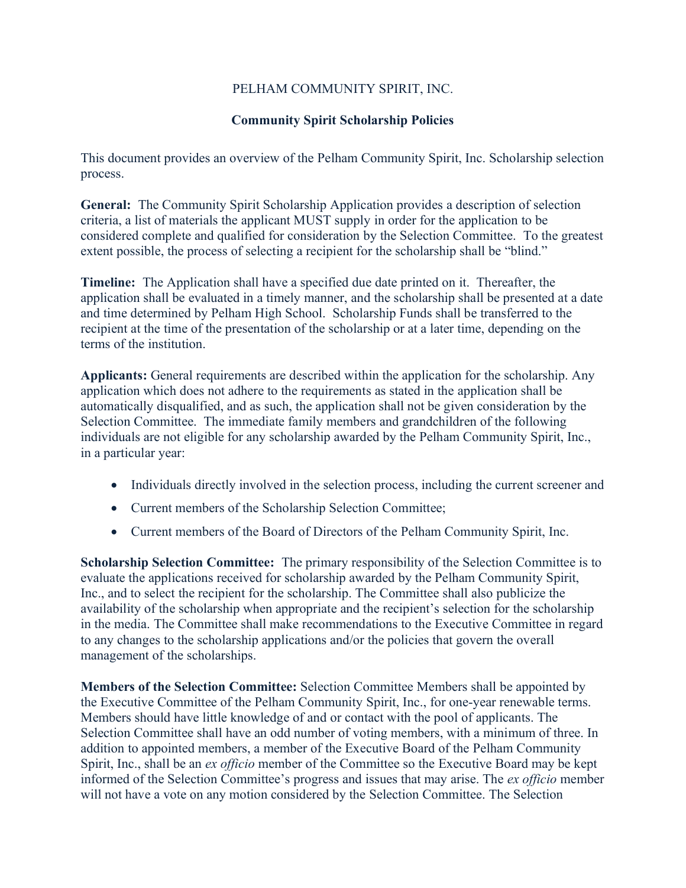PELHAM COMMUNITY SPIRIT, INC.

**Community Spirit Scholarship Policies**

This document provides an overview of the Pelham Community Spirit, Inc. Scholarship selection process.

**General:** The Community Spirit Scholarship Application provides a description of selection criteria, a list of materials the applicant MUST supply in order for the application to be considered complete and qualified for consideration by the Selection Committee. To the greatest extent possible, the process of selecting a recipient for the scholarship shall be "blind."

**Timeline:** The Application shall have a specified due date printed on it. Thereafter, the application shall be evaluated in a timely manner, and the scholarship shall be presented at a date and time determined by Pelham High School. Scholarship Funds shall be transferred to the recipient at the time of the presentation of the scholarship or at a later time, depending on the terms of the institution.

**Applicants:** General requirements are described within the application for the scholarship. Any application which does not adhere to the requirements as stated in the application shall be automatically disqualified, and as such, the application shall not be given consideration by the Selection Committee. The immediate family members and grandchildren of the following individuals are not eligible for any scholarship awarded by the Pelham Community Spirit, Inc., in a particular year:

- Individuals directly involved in the selection process, including the current screener and
- Current members of the Scholarship Selection Committee;
- Current members of the Board of Directors of the Pelham Community Spirit, Inc.

**Scholarship Selection Committee:** The primary responsibility of the Selection Committee is to evaluate the applications received for scholarship awarded by the Pelham Community Spirit, Inc., and to select the recipient for the scholarship. The Committee shall also publicize the availability of the scholarship when appropriate and the recipient's selection for the scholarship in the media. The Committee shall make recommendations to the Executive Committee in regard to any changes to the scholarship applications and/or the policies that govern the overall management of the scholarships.

**Members of the Selection Committee:** Selection Committee Members shall be appointed by the Executive Committee of the Pelham Community Spirit, Inc., for one-year renewable terms. Members should have little knowledge of and or contact with the pool of applicants. The Selection Committee shall have an odd number of voting members, with a minimum of three. In addition to appointed members, a member of the Executive Board of the Pelham Community Spirit, Inc., shall be an *ex officio* member of the Committee so the Executive Board may be kept informed of the Selection Committee's progress and issues that may arise. The *ex officio* member will not have a vote on any motion considered by the Selection Committee. The Selection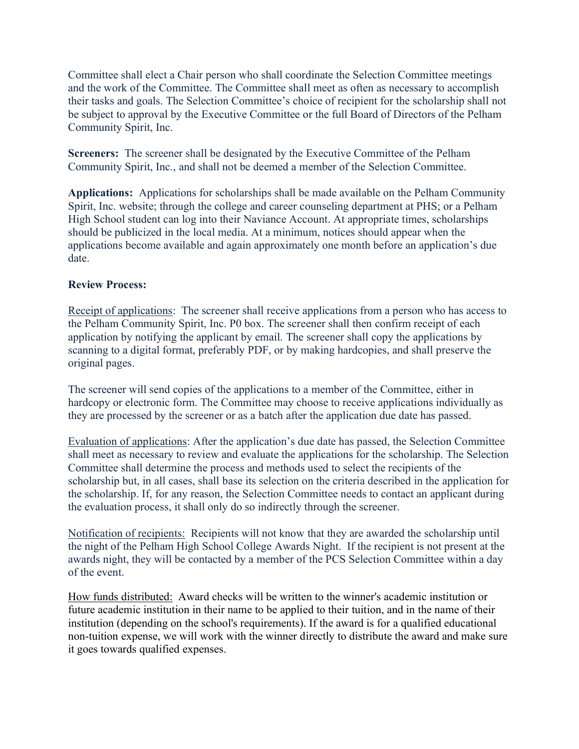Committee shall elect a Chair person who shall coordinate the Selection Committee meetings and the work of the Committee. The Committee shall meet as often as necessary to accomplish their tasks and goals. The Selection Committee's choice of recipient for the scholarship shall not be subject to approval by the Executive Committee or the full Board of Directors of the Pelham Community Spirit, Inc.

**Screeners:** The screener shall be designated by the Executive Committee of the Pelham Community Spirit, Inc., and shall not be deemed a member of the Selection Committee.

**Applications:** Applications for scholarships shall be made available on the Pelham Community Spirit, Inc. website; through the college and career counseling department at PHS; or a Pelham High School student can log into their Naviance Account. At appropriate times, scholarships should be publicized in the local media. At a minimum, notices should appear when the applications become available and again approximately one month before an application's due date.

**Review Process:**

<u>Receipt of applications</u>: The screener shall receive applications from a person who has access to the Pelham Community Spirit, Inc. P0 box. The screener shall then confirm receipt of each application by notifying the applicant by email. The screener shall copy the applications by scanning to a digital format, preferably PDF, or by making hardcopies, and shall preserve the original pages.

The screener will send copies of the applications to a member of the Committee, either in hardcopy or electronic form. The Committee may choose to receive applications individually as they are processed by the screener or as a batch after the application due date has passed.

<u>Evaluation of applications</u>: After the application's due date has passed, the Selection Committee shall meet as necessary to review and evaluate the applications for the scholarship. The Selection Committee shall determine the process and methods used to select the recipients of the scholarship but, in all cases, shall base its selection on the criteria described in the application for the scholarship. If, for any reason, the Selection Committee needs to contact an applicant during the evaluation process, it shall only do so indirectly through the screener.

<u>Notification of recipients:</u> Recipients will not know that they are awarded the scholarship until the night of the Pelham High School College Awards Night. If the recipient is not present at the awards night, they will be contacted by a member of the PCS Selection Committee within a day of the event.

<u>How funds distributed:</u> Award checks will be written to the winner's academic institution or future academic institution in their name to be applied to their tuition, and in the name of their institution (depending on the school's requirements). If the award is for a qualified educational non-tuition expense, we will work with the winner directly to distribute the award and make sure it goes towards qualified expenses.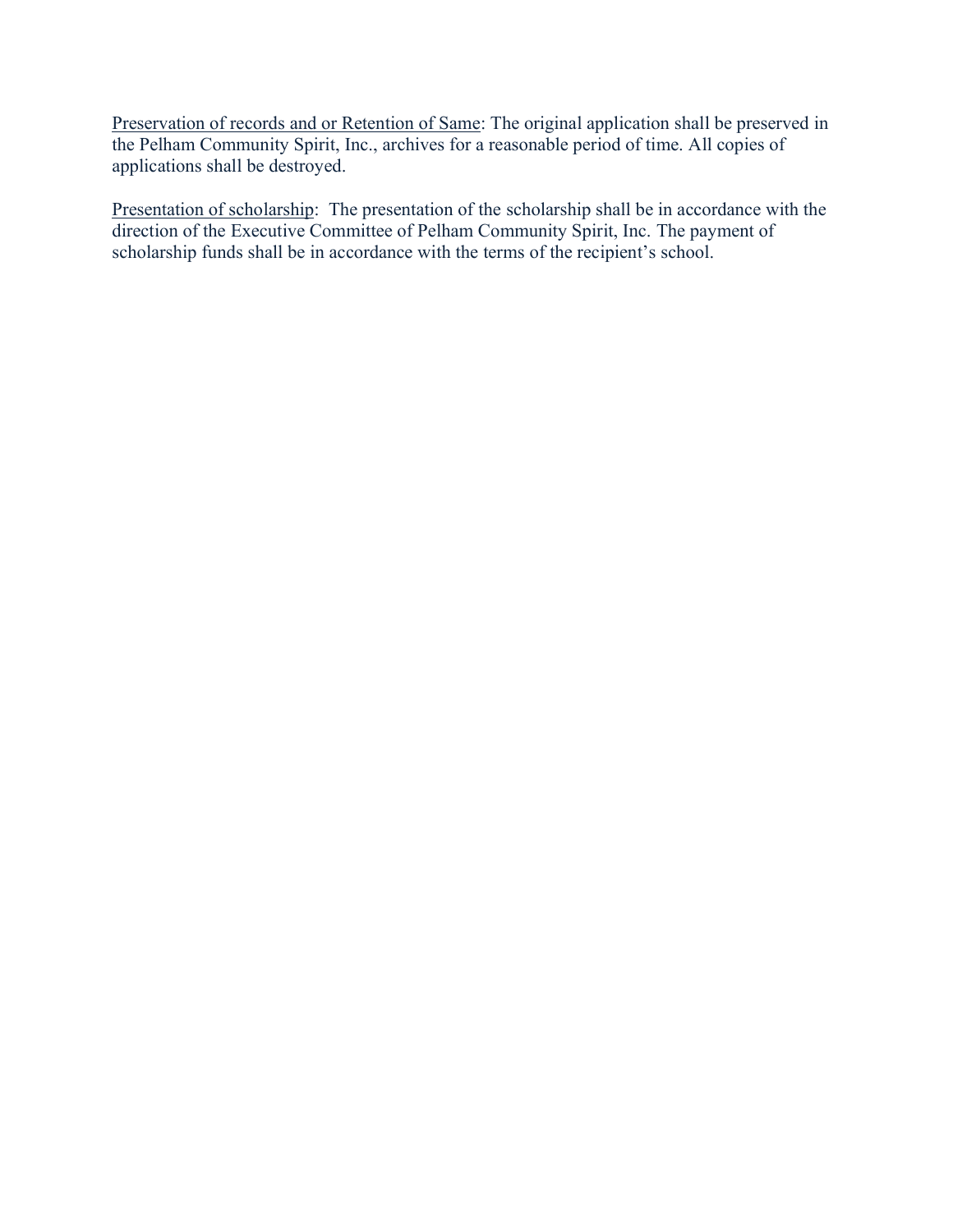<u>Preservation of records and or Retention of Same</u>: The original application shall be preserved in the Pelham Community Spirit, Inc., archives for a reasonable period of time. All copies of applications shall be destroyed.

<u>Presentation of scholarship</u>: The presentation of the scholarship shall be in accordance with the direction of the Executive Committee of Pelham Community Spirit, Inc. The payment of scholarship funds shall be in accordance with the terms of the recipient's school.